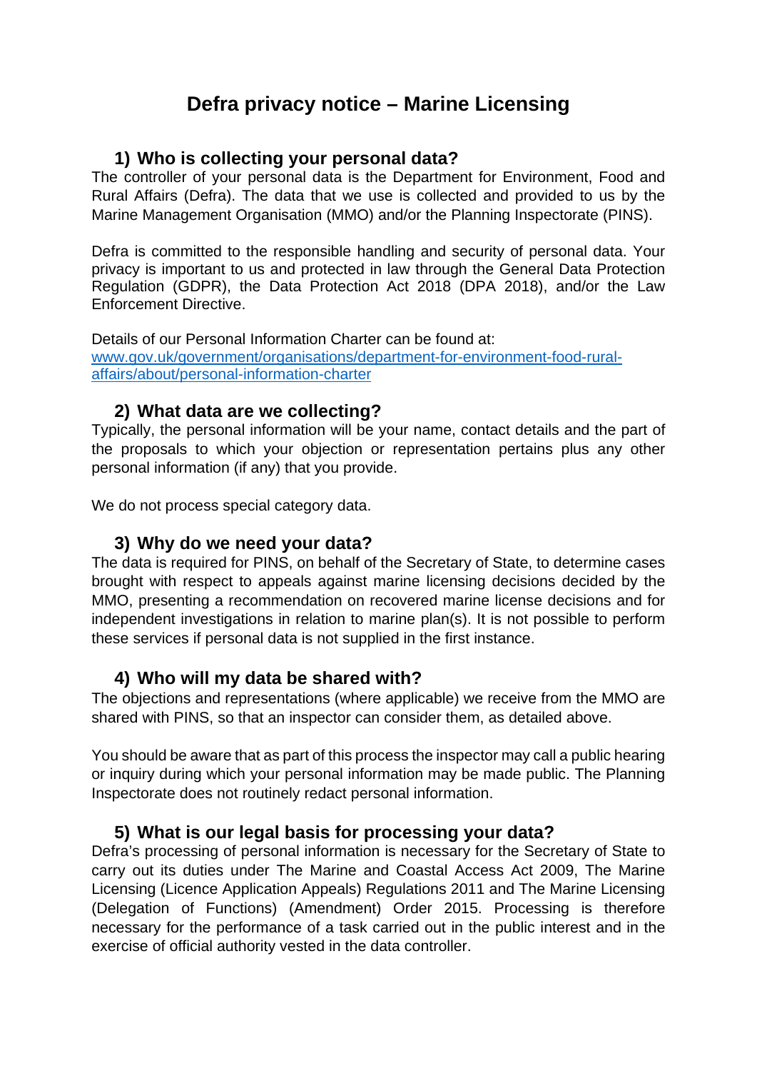# Defra privacy notice – Marine Licensing

## 1) Who is collecting your personal data?

The controller of your personal data is the Department for Environment, Food and Rural Affairs (Defra). The data that we use is collected and provided to us by the Marine Management Organisation (MMO) and/or the Planning Inspectorate (PINS).

Defra is committed to the responsible handling and security of personal data. Your privacy is important to us and protected in law through the General Data Protection Regulation (GDPR), the Data Protection Act 2018 (DPA 2018), and/or the Law Enforcement Directive.

Details of our Personal Information Charter can be found at:
[www.gov.uk/government/organisations/department-for-environment-food-rural-affairs/about/personal-information-charter](www.gov.uk/government/organisations/department-for-environment-food-rural-affairs/about/personal-information-charter)

## 2) What data are we collecting?

Typically, the personal information will be your name, contact details and the part of the proposals to which your objection or representation pertains plus any other personal information (if any) that you provide.

We do not process special category data.

## 3) Why do we need your data?

The data is required for PINS, on behalf of the Secretary of State, to determine cases brought with respect to appeals against marine licensing decisions decided by the MMO, presenting a recommendation on recovered marine license decisions and for independent investigations in relation to marine plan(s). It is not possible to perform these services if personal data is not supplied in the first instance.

## 4) Who will my data be shared with?

The objections and representations (where applicable) we receive from the MMO are shared with PINS, so that an inspector can consider them, as detailed above.

You should be aware that as part of this process the inspector may call a public hearing or inquiry during which your personal information may be made public. The Planning Inspectorate does not routinely redact personal information.

## 5) What is our legal basis for processing your data?

Defra's processing of personal information is necessary for the Secretary of State to carry out its duties under The Marine and Coastal Access Act 2009, The Marine Licensing (Licence Application Appeals) Regulations 2011 and The Marine Licensing (Delegation of Functions) (Amendment) Order 2015. Processing is therefore necessary for the performance of a task carried out in the public interest and in the exercise of official authority vested in the data controller.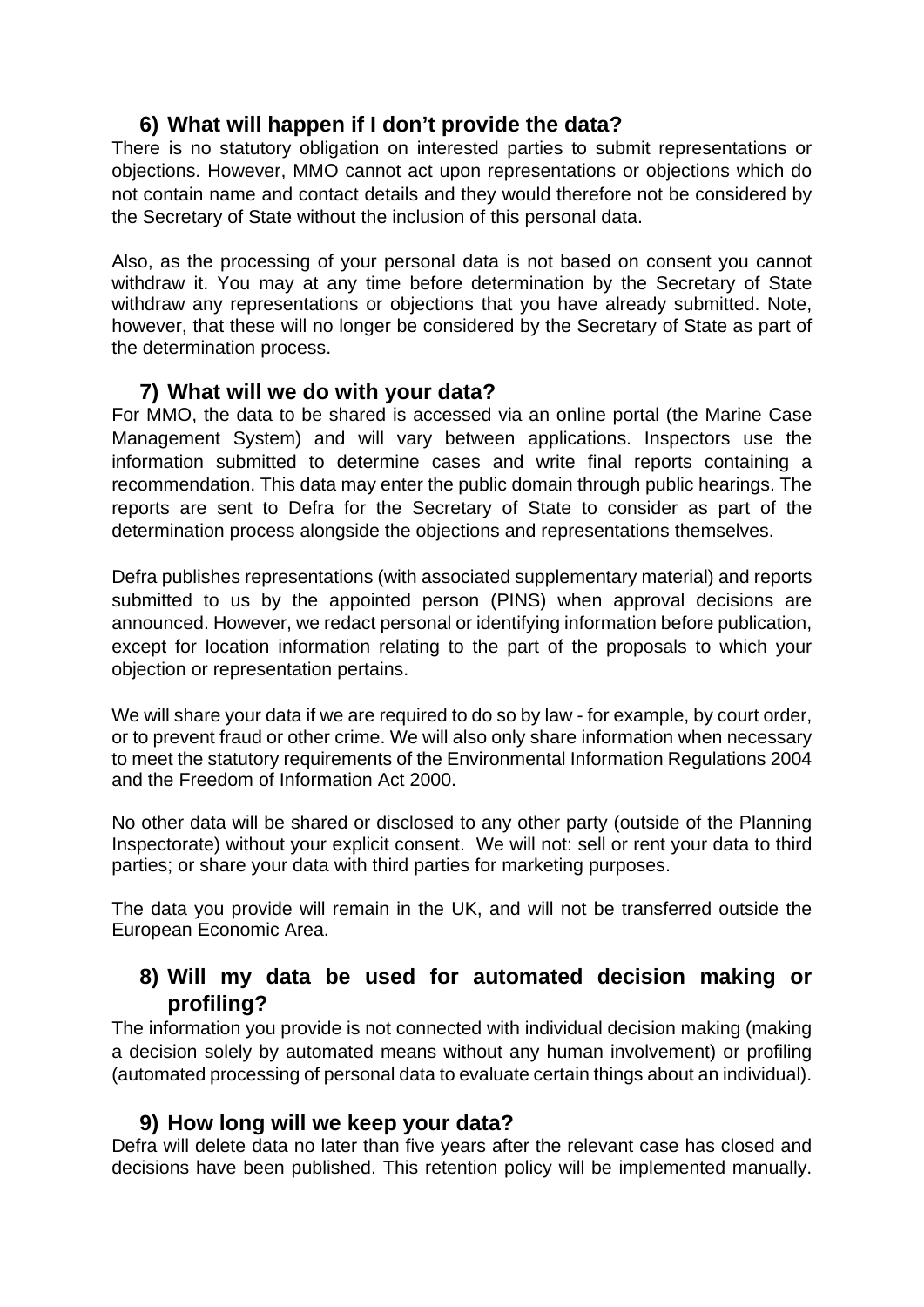## 6) What will happen if I don't provide the data?

There is no statutory obligation on interested parties to submit representations or objections. However, MMO cannot act upon representations or objections which do not contain name and contact details and they would therefore not be considered by the Secretary of State without the inclusion of this personal data.

Also, as the processing of your personal data is not based on consent you cannot withdraw it. You may at any time before determination by the Secretary of State withdraw any representations or objections that you have already submitted. Note, however, that these will no longer be considered by the Secretary of State as part of the determination process.

## 7) What will we do with your data?

For MMO, the data to be shared is accessed via an online portal (the Marine Case Management System) and will vary between applications. Inspectors use the information submitted to determine cases and write final reports containing a recommendation. This data may enter the public domain through public hearings. The reports are sent to Defra for the Secretary of State to consider as part of the determination process alongside the objections and representations themselves.

Defra publishes representations (with associated supplementary material) and reports submitted to us by the appointed person (PINS) when approval decisions are announced. However, we redact personal or identifying information before publication, except for location information relating to the part of the proposals to which your objection or representation pertains.

We will share your data if we are required to do so by law - for example, by court order, or to prevent fraud or other crime. We will also only share information when necessary to meet the statutory requirements of the Environmental Information Regulations 2004 and the Freedom of Information Act 2000.

No other data will be shared or disclosed to any other party (outside of the Planning Inspectorate) without your explicit consent. We will not: sell or rent your data to third parties; or share your data with third parties for marketing purposes.

The data you provide will remain in the UK, and will not be transferred outside the European Economic Area.

## 8) Will my data be used for automated decision making or profiling?

The information you provide is not connected with individual decision making (making a decision solely by automated means without any human involvement) or profiling (automated processing of personal data to evaluate certain things about an individual).

## 9) How long will we keep your data?

Defra will delete data no later than five years after the relevant case has closed and decisions have been published. This retention policy will be implemented manually.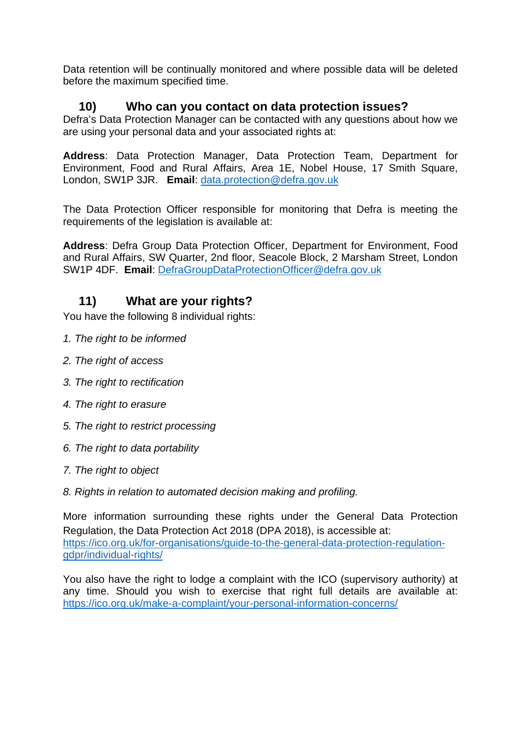Data retention will be continually monitored and where possible data will be deleted before the maximum specified time.

## 10) Who can you contact on data protection issues?

Defra's Data Protection Manager can be contacted with any questions about how we are using your personal data and your associated rights at:

**Address**: Data Protection Manager, Data Protection Team, Department for Environment, Food and Rural Affairs, Area 1E, Nobel House, 17 Smith Square, London, SW1P 3JR. **Email**: [data.protection@defra.gov.uk](mailto:data.protection@defra.gov.uk)

The Data Protection Officer responsible for monitoring that Defra is meeting the requirements of the legislation is available at:

**Address**: Defra Group Data Protection Officer, Department for Environment, Food and Rural Affairs, SW Quarter, 2nd floor, Seacole Block, 2 Marsham Street, London SW1P 4DF. **Email**: [DefraGroupDataProtectionOfficer@defra.gov.uk](mailto:DefraGroupDataProtectionOfficer@defra.gov.uk)

## 11) What are your rights?

You have the following 8 individual rights:

1. *The right to be informed*
2. *The right of access*
3. *The right to rectification*
4. *The right to erasure*
5. *The right to restrict processing*
6. *The right to data portability*
7. *The right to object*
8. *Rights in relation to automated decision making and profiling.*

More information surrounding these rights under the General Data Protection Regulation, the Data Protection Act 2018 (DPA 2018), is accessible at: [https://ico.org.uk/for-organisations/guide-to-the-general-data-protection-regulation-gdpr/individual-rights/](https://ico.org.uk/for-organisations/guide-to-the-general-data-protection-regulation-gdpr/individual-rights/)

You also have the right to lodge a complaint with the ICO (supervisory authority) at any time. Should you wish to exercise that right full details are available at: [https://ico.org.uk/make-a-complaint/your-personal-information-concerns/](https://ico.org.uk/make-a-complaint/your-personal-information-concerns/)